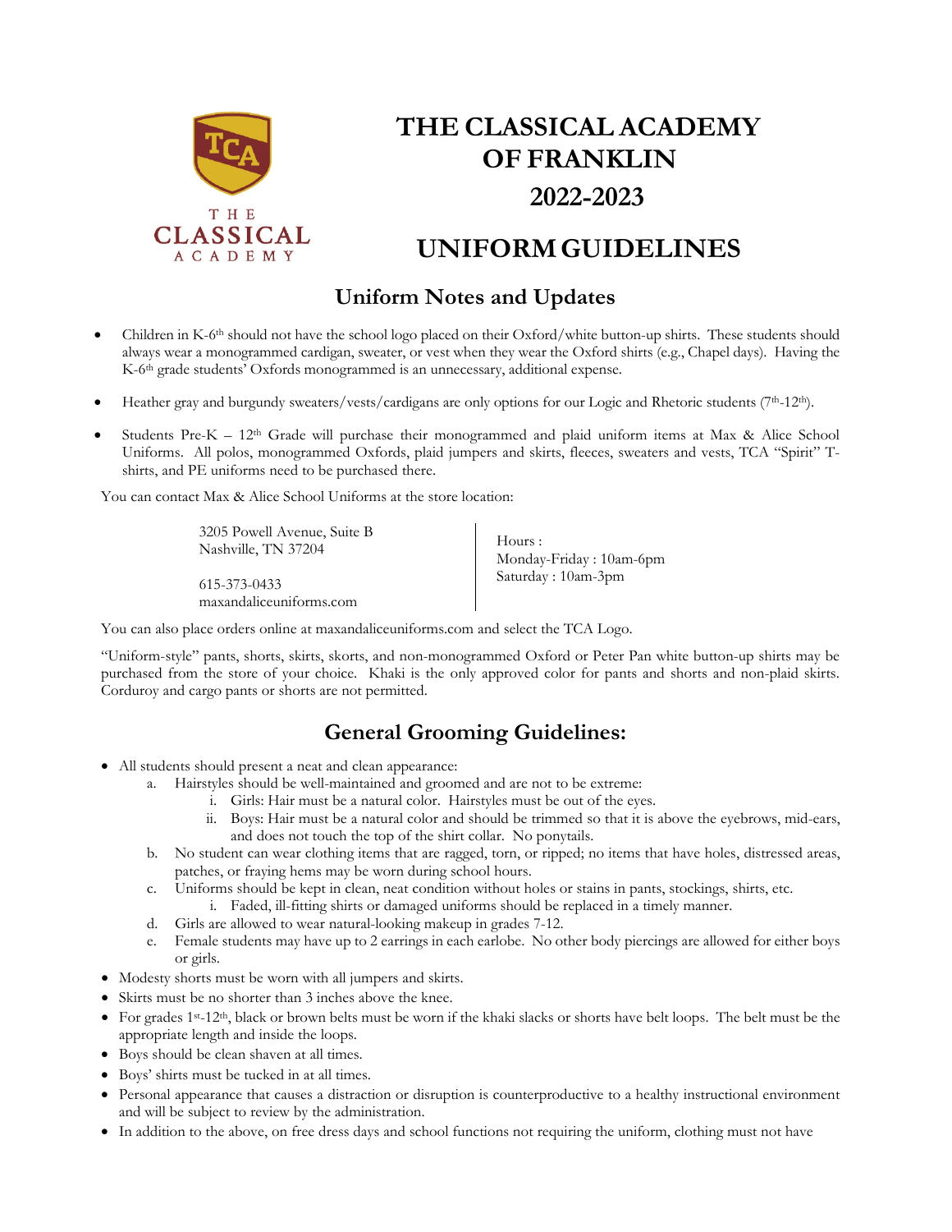# THE CLASSICAL ACADEMY OF FRANKLIN 2022-2023

# UNIFORM GUIDELINES

## Uniform Notes and Updates

- Children in K-6th should not have the school logo placed on their Oxford/white button-up shirts. These students should always wear a monogrammed cardigan, sweater, or vest when they wear the Oxford shirts (e.g., Chapel days). Having the K-6th grade students' Oxfords monogrammed is an unnecessary, additional expense.
- Heather gray and burgundy sweaters/vests/cardigans are only options for our Logic and Rhetoric students (7th-12th).
- Students Pre-K – 12th Grade will purchase their monogrammed and plaid uniform items at Max & Alice School Uniforms. All polos, monogrammed Oxfords, plaid jumpers and skirts, fleeces, sweaters and vests, TCA "Spirit" T-shirts, and PE uniforms need to be purchased there.

You can contact Max & Alice School Uniforms at the store location:

3205 Powell Avenue, Suite B
Nashville, TN 37204

615-373-0433
maxandaliceuniforms.com

Hours :
Monday-Friday : 10am-6pm
Saturday : 10am-3pm

You can also place orders online at maxandaliceuniforms.com and select the TCA Logo.

"Uniform-style" pants, shorts, skirts, skorts, and non-monogrammed Oxford or Peter Pan white button-up shirts may be purchased from the store of your choice. Khaki is the only approved color for pants and shorts and non-plaid skirts. Corduroy and cargo pants or shorts are not permitted.

## General Grooming Guidelines:

- All students should present a neat and clean appearance:
  a. Hairstyles should be well-maintained and groomed and are not to be extreme:
     i. Girls: Hair must be a natural color. Hairstyles must be out of the eyes.
     ii. Boys: Hair must be a natural color and should be trimmed so that it is above the eyebrows, mid-ears, and does not touch the top of the shirt collar. No ponytails.
  b. No student can wear clothing items that are ragged, torn, or ripped; no items that have holes, distressed areas, patches, or fraying hems may be worn during school hours.
  c. Uniforms should be kept in clean, neat condition without holes or stains in pants, stockings, shirts, etc.
     i. Faded, ill-fitting shirts or damaged uniforms should be replaced in a timely manner.
  d. Girls are allowed to wear natural-looking makeup in grades 7-12.
  e. Female students may have up to 2 earrings in each earlobe. No other body piercings are allowed for either boys or girls.
- Modesty shorts must be worn with all jumpers and skirts.
- Skirts must be no shorter than 3 inches above the knee.
- For grades 1st-12th, black or brown belts must be worn if the khaki slacks or shorts have belt loops. The belt must be the appropriate length and inside the loops.
- Boys should be clean shaven at all times.
- Boys' shirts must be tucked in at all times.
- Personal appearance that causes a distraction or disruption is counterproductive to a healthy instructional environment and will be subject to review by the administration.
- In addition to the above, on free dress days and school functions not requiring the uniform, clothing must not have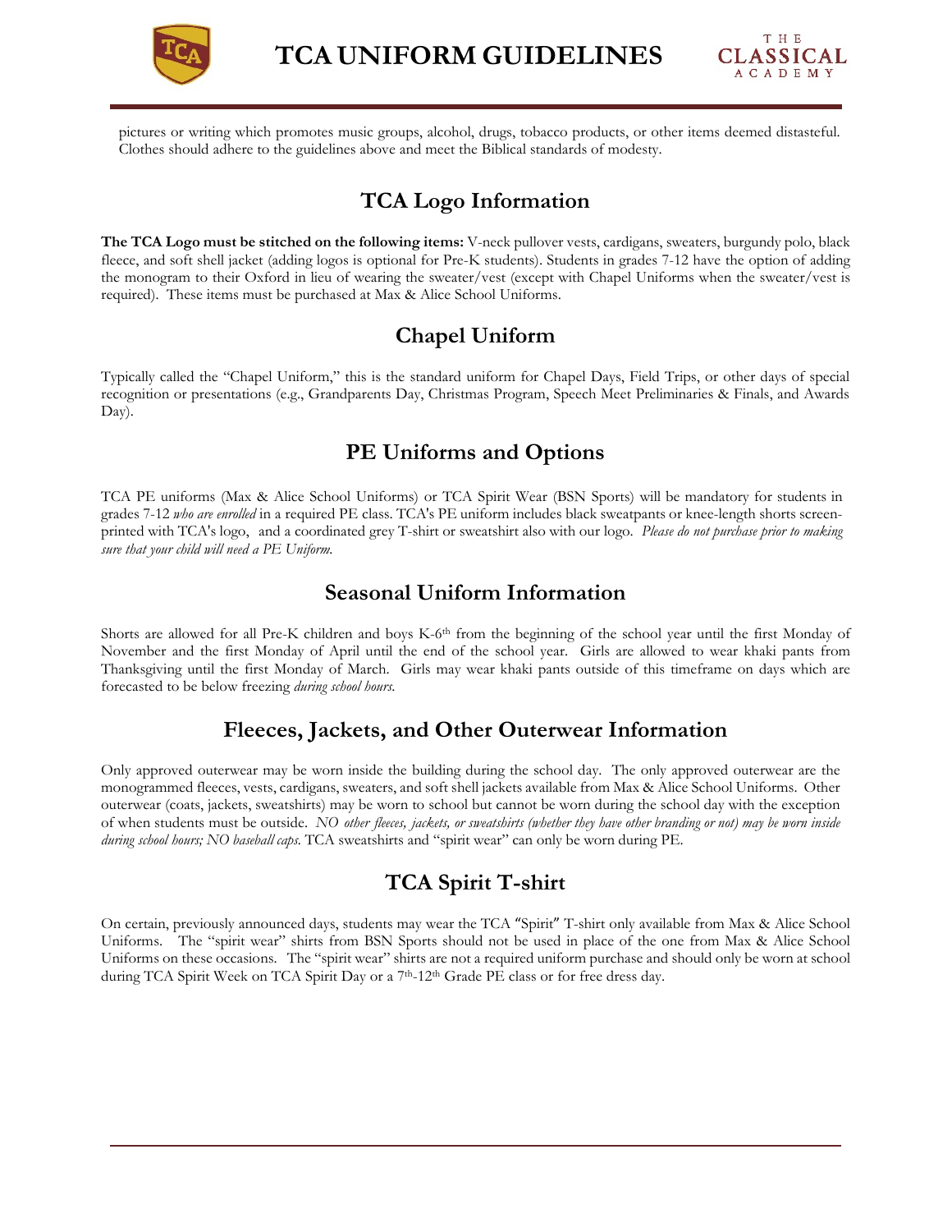pictures or writing which promotes music groups, alcohol, drugs, tobacco products, or other items deemed distasteful. Clothes should adhere to the guidelines above and meet the Biblical standards of modesty.

## TCA Logo Information

**The TCA Logo must be stitched on the following items:** V-neck pullover vests, cardigans, sweaters, burgundy polo, black fleece, and soft shell jacket (adding logos is optional for Pre-K students). Students in grades 7-12 have the option of adding the monogram to their Oxford in lieu of wearing the sweater/vest (except with Chapel Uniforms when the sweater/vest is required). These items must be purchased at Max & Alice School Uniforms.

## Chapel Uniform

Typically called the "Chapel Uniform," this is the standard uniform for Chapel Days, Field Trips, or other days of special recognition or presentations (e.g., Grandparents Day, Christmas Program, Speech Meet Preliminaries & Finals, and Awards Day).

## PE Uniforms and Options

TCA PE uniforms (Max & Alice School Uniforms) or TCA Spirit Wear (BSN Sports) will be mandatory for students in grades 7-12 *who are enrolled* in a required PE class. TCA's PE uniform includes black sweatpants or knee-length shorts screen-printed with TCA's logo, and a coordinated grey T-shirt or sweatshirt also with our logo. *Please do not purchase prior to making sure that your child will need a PE Uniform.*

## Seasonal Uniform Information

Shorts are allowed for all Pre-K children and boys K-6th from the beginning of the school year until the first Monday of November and the first Monday of April until the end of the school year. Girls are allowed to wear khaki pants from Thanksgiving until the first Monday of March. Girls may wear khaki pants outside of this timeframe on days which are forecasted to be below freezing *during school hours.*

## Fleeces, Jackets, and Other Outerwear Information

Only approved outerwear may be worn inside the building during the school day. The only approved outerwear are the monogrammed fleeces, vests, cardigans, sweaters, and soft shell jackets available from Max & Alice School Uniforms. Other outerwear (coats, jackets, sweatshirts) may be worn to school but cannot be worn during the school day with the exception of when students must be outside. *NO other fleeces, jackets, or sweatshirts (whether they have other branding or not) may be worn inside during school hours; NO baseball caps.* TCA sweatshirts and "spirit wear" can only be worn during PE.

## TCA Spirit T-shirt

On certain, previously announced days, students may wear the TCA "Spirit" T-shirt only available from Max & Alice School Uniforms. The "spirit wear" shirts from BSN Sports should not be used in place of the one from Max & Alice School Uniforms on these occasions. The "spirit wear" shirts are not a required uniform purchase and should only be worn at school during TCA Spirit Week on TCA Spirit Day or a 7th-12th Grade PE class or for free dress day.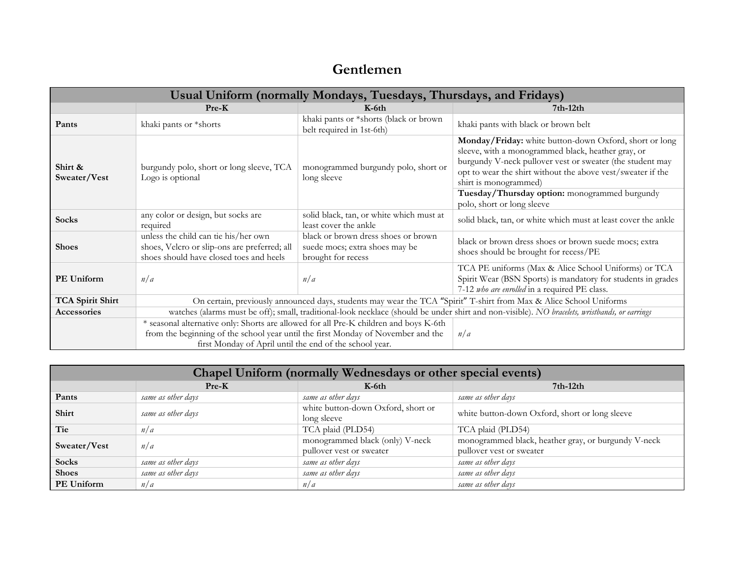# Gentlemen

| Usual Uniform (normally Mondays, Tuesdays, Thursdays, and Fridays) | | | |
|---|---|---|---|
| | **Pre-K** | **K-6th** | **7th-12th** |
| **Pants** | khaki pants or *shorts | khaki pants or *shorts (black or brown belt required in 1st-6th) | khaki pants with black or brown belt |
| **Shirt & Sweater/Vest** | burgundy polo, short or long sleeve, TCA Logo is optional | monogrammed burgundy polo, short or long sleeve | **Monday/Friday:** white button-down Oxford, short or long sleeve, with a monogrammed black, heather gray, or burgundy V-neck pullover vest or sweater (the student may opt to wear the shirt without the above vest/sweater if the shirt is monogrammed)<br>**Tuesday/Thursday option:** monogrammed burgundy polo, short or long sleeve |
| **Socks** | any color or design, but socks are required | solid black, tan, or white which must at least cover the ankle | solid black, tan, or white which must at least cover the ankle |
| **Shoes** | unless the child can tie his/her own shoes, Velcro or slip-ons are preferred; all shoes should have closed toes and heels | black or brown dress shoes or brown suede mocs; extra shoes may be brought for recess | black or brown dress shoes or brown suede mocs; extra shoes should be brought for recess/PE |
| **PE Uniform** | *n/a* | *n/a* | TCA PE uniforms (Max & Alice School Uniforms) or TCA Spirit Wear (BSN Sports) is mandatory for students in grades 7-12 *who are enrolled* in a required PE class. |
| **TCA Spirit Shirt** | On certain, previously announced days, students may wear the TCA "Spirit" T-shirt from Max & Alice School Uniforms | | |
| **Accessories** | watches (alarms must be off); small, traditional-look necklace (should be under shirt and non-visible). *NO bracelets, wristbands, or earrings* | | |
| | * seasonal alternative only: Shorts are allowed for all Pre-K children and boys K-6th from the beginning of the school year until the first Monday of November and the first Monday of April until the end of the school year. | | *n/a* |

| Chapel Uniform (normally Wednesdays or other special events) | | | |
|---|---|---|---|
| | **Pre-K** | **K-6th** | **7th-12th** |
| **Pants** | *same as other days* | *same as other days* | *same as other days* |
| **Shirt** | *same as other days* | white button-down Oxford, short or long sleeve | white button-down Oxford, short or long sleeve |
| **Tie** | *n/a* | TCA plaid (PLD54) | TCA plaid (PLD54) |
| **Sweater/Vest** | *n/a* | monogrammed black (only) V-neck pullover vest or sweater | monogrammed black, heather gray, or burgundy V-neck pullover vest or sweater |
| **Socks** | *same as other days* | *same as other days* | *same as other days* |
| **Shoes** | *same as other days* | *same as other days* | *same as other days* |
| **PE Uniform** | *n/a* | *n/a* | *same as other days* |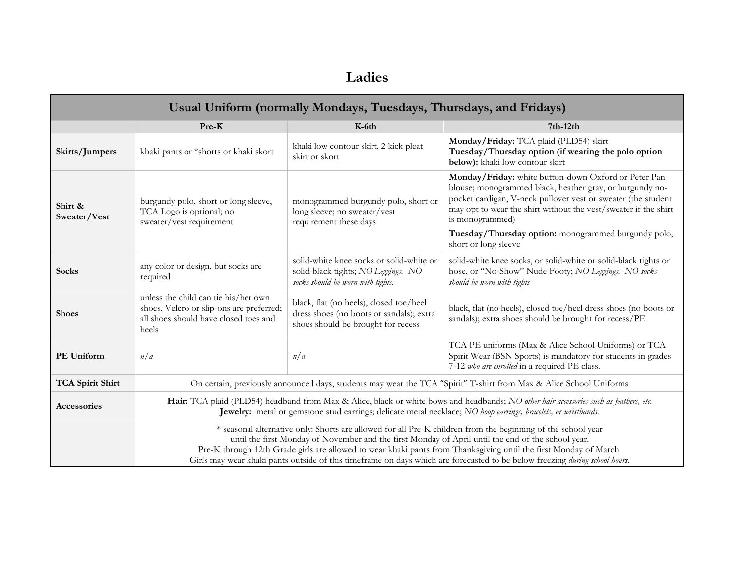# Ladies

| Usual Uniform (normally Mondays, Tuesdays, Thursdays, and Fridays) | | | |
|---|---|---|---|
| | **Pre-K** | **K-6th** | **7th-12th** |
| **Skirts/Jumpers** | khaki pants or *shorts or khaki skort | khaki low contour skirt, 2 kick pleat skirt or skort | **Monday/Friday:** TCA plaid (PLD54) skirt<br>**Tuesday/Thursday option (if wearing the polo option below):** khaki low contour skirt |
| **Shirt & Sweater/Vest** | burgundy polo, short or long sleeve, TCA Logo is optional; no sweater/vest requirement | monogrammed burgundy polo, short or long sleeve; no sweater/vest requirement these days | **Monday/Friday:** white button-down Oxford or Peter Pan blouse; monogrammed black, heather gray, or burgundy no-pocket cardigan, V-neck pullover vest or sweater (the student may opt to wear the shirt without the vest/sweater if the shirt is monogrammed)<br>**Tuesday/Thursday option:** monogrammed burgundy polo, short or long sleeve |
| **Socks** | any color or design, but socks are required | solid-white knee socks or solid-white or solid-black tights; *NO Leggings. NO socks should be worn with tights.* | solid-white knee socks, or solid-white or solid-black tights or hose, or "No-Show" Nude Footy; *NO Leggings. NO socks should be worn with tights* |
| **Shoes** | unless the child can tie his/her own shoes, Velcro or slip-ons are preferred; all shoes should have closed toes and heels | black, flat (no heels), closed toe/heel dress shoes (no boots or sandals); extra shoes should be brought for recess | black, flat (no heels), closed toe/heel dress shoes (no boots or sandals); extra shoes should be brought for recess/PE |
| **PE Uniform** | *n/a* | *n/a* | TCA PE uniforms (Max & Alice School Uniforms) or TCA Spirit Wear (BSN Sports) is mandatory for students in grades 7-12 *who are enrolled* in a required PE class. |
| **TCA Spirit Shirt** | On certain, previously announced days, students may wear the TCA "Spirit" T-shirt from Max & Alice School Uniforms | | |
| **Accessories** | **Hair:** TCA plaid (PLD54) headband from Max & Alice, black or white bows and headbands; *NO other hair accessories such as feathers, etc.*<br>**Jewelry:** metal or gemstone stud earrings; delicate metal necklace; *NO hoop earrings, bracelets, or wristbands.* | | |
| | * seasonal alternative only: Shorts are allowed for all Pre-K children from the beginning of the school year until the first Monday of November and the first Monday of April until the end of the school year.<br>Pre-K through 12th Grade girls are allowed to wear khaki pants from Thanksgiving until the first Monday of March.<br>Girls may wear khaki pants outside of this timeframe on days which are forecasted to be below freezing *during school hours*. | | |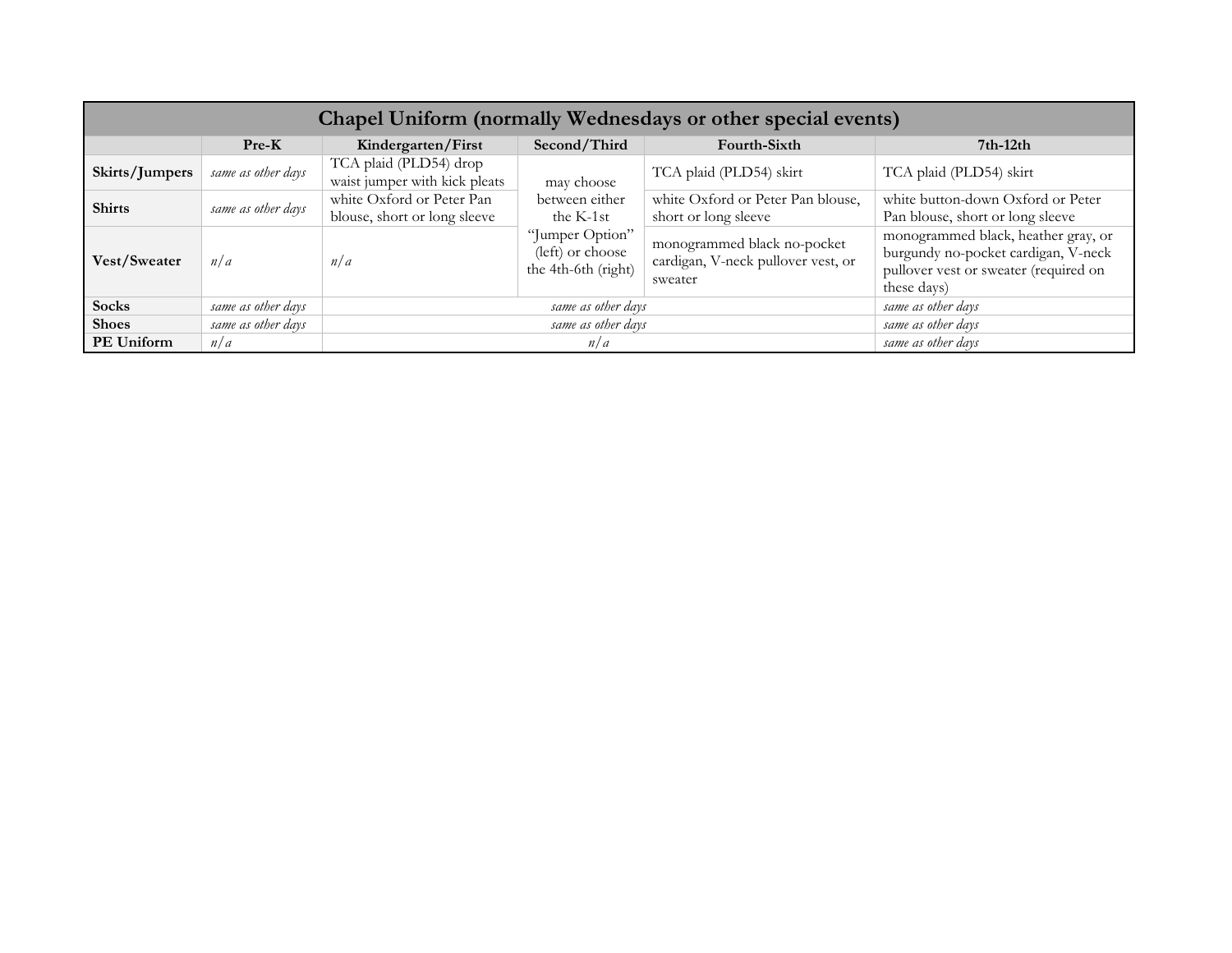| Chapel Uniform (normally Wednesdays or other special events) | | | | | |
|---|---|---|---|---|---|
| | **Pre-K** | **Kindergarten/First** | **Second/Third** | **Fourth-Sixth** | **7th-12th** |
| **Skirts/Jumpers** | *same as other days* | TCA plaid (PLD54) drop waist jumper with kick pleats | may choose between either the K-1st "Jumper Option" (left) or choose the 4th-6th (right) | TCA plaid (PLD54) skirt | TCA plaid (PLD54) skirt |
| **Shirts** | *same as other days* | white Oxford or Peter Pan blouse, short or long sleeve | | white Oxford or Peter Pan blouse, short or long sleeve | white button-down Oxford or Peter Pan blouse, short or long sleeve |
| **Vest/Sweater** | *n/a* | *n/a* | | monogrammed black no-pocket cardigan, V-neck pullover vest, or sweater | monogrammed black, heather gray, or burgundy no-pocket cardigan, V-neck pullover vest or sweater (required on these days) |
| **Socks** | *same as other days* | *same as other days* | | | *same as other days* |
| **Shoes** | *same as other days* | *same as other days* | | | *same as other days* |
| **PE Uniform** | *n/a* | *n/a* | | | *same as other days* |